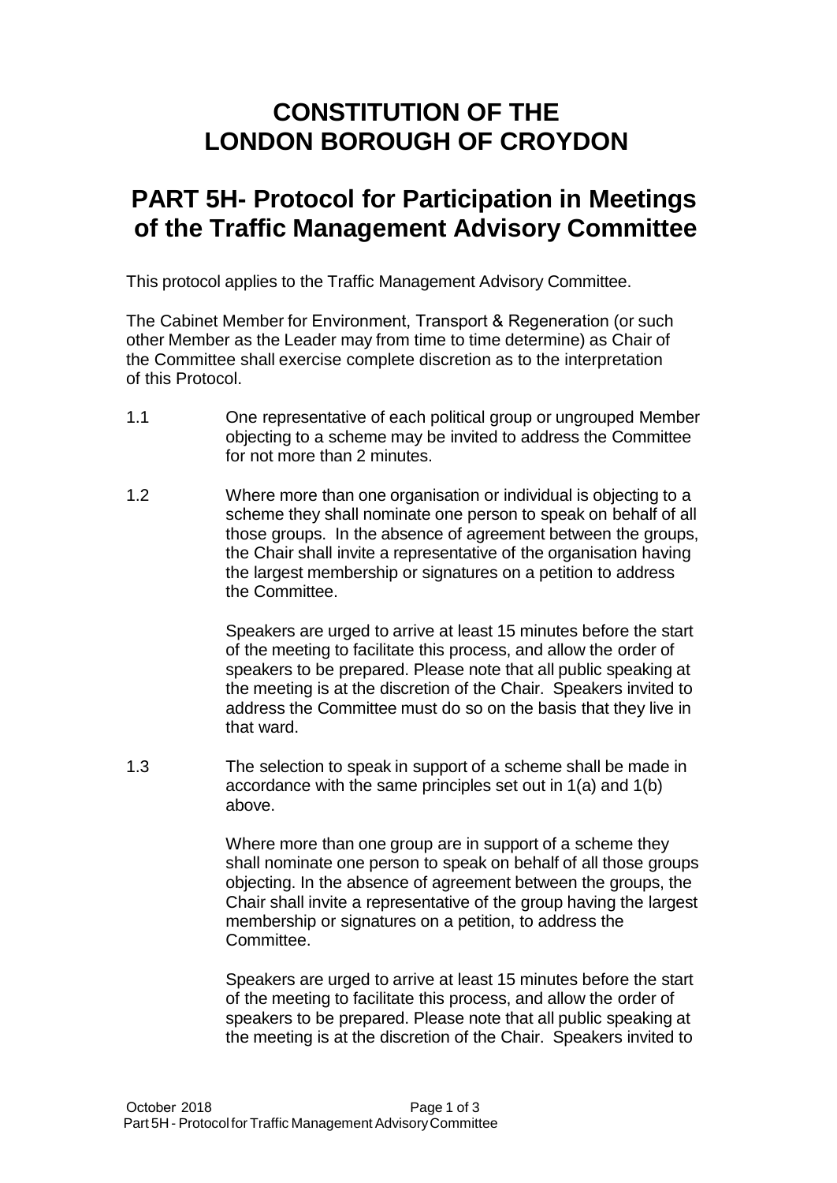# CONSTITUTION OF THE LONDON BOROUGH OF CROYDON

# PART 5H- Protocol for Participation in Meetings of the Traffic Management Advisory Committee

This protocol applies to the Traffic Management Advisory Committee.

The Cabinet Member for Environment, Transport & Regeneration (or such other Member as the Leader may from time to time determine) as Chair of the Committee shall exercise complete discretion as to the interpretation of this Protocol.

1.1 One representative of each political group or ungrouped Member objecting to a scheme may be invited to address the Committee for not more than 2 minutes.

1.2 Where more than one organisation or individual is objecting to a scheme they shall nominate one person to speak on behalf of all those groups. In the absence of agreement between the groups, the Chair shall invite a representative of the organisation having the largest membership or signatures on a petition to address the Committee.

Speakers are urged to arrive at least 15 minutes before the start of the meeting to facilitate this process, and allow the order of speakers to be prepared. Please note that all public speaking at the meeting is at the discretion of the Chair. Speakers invited to address the Committee must do so on the basis that they live in that ward.

1.3 The selection to speak in support of a scheme shall be made in accordance with the same principles set out in 1(a) and 1(b) above.

Where more than one group are in support of a scheme they shall nominate one person to speak on behalf of all those groups objecting. In the absence of agreement between the groups, the Chair shall invite a representative of the group having the largest membership or signatures on a petition, to address the Committee.

Speakers are urged to arrive at least 15 minutes before the start of the meeting to facilitate this process, and allow the order of speakers to be prepared. Please note that all public speaking at the meeting is at the discretion of the Chair. Speakers invited to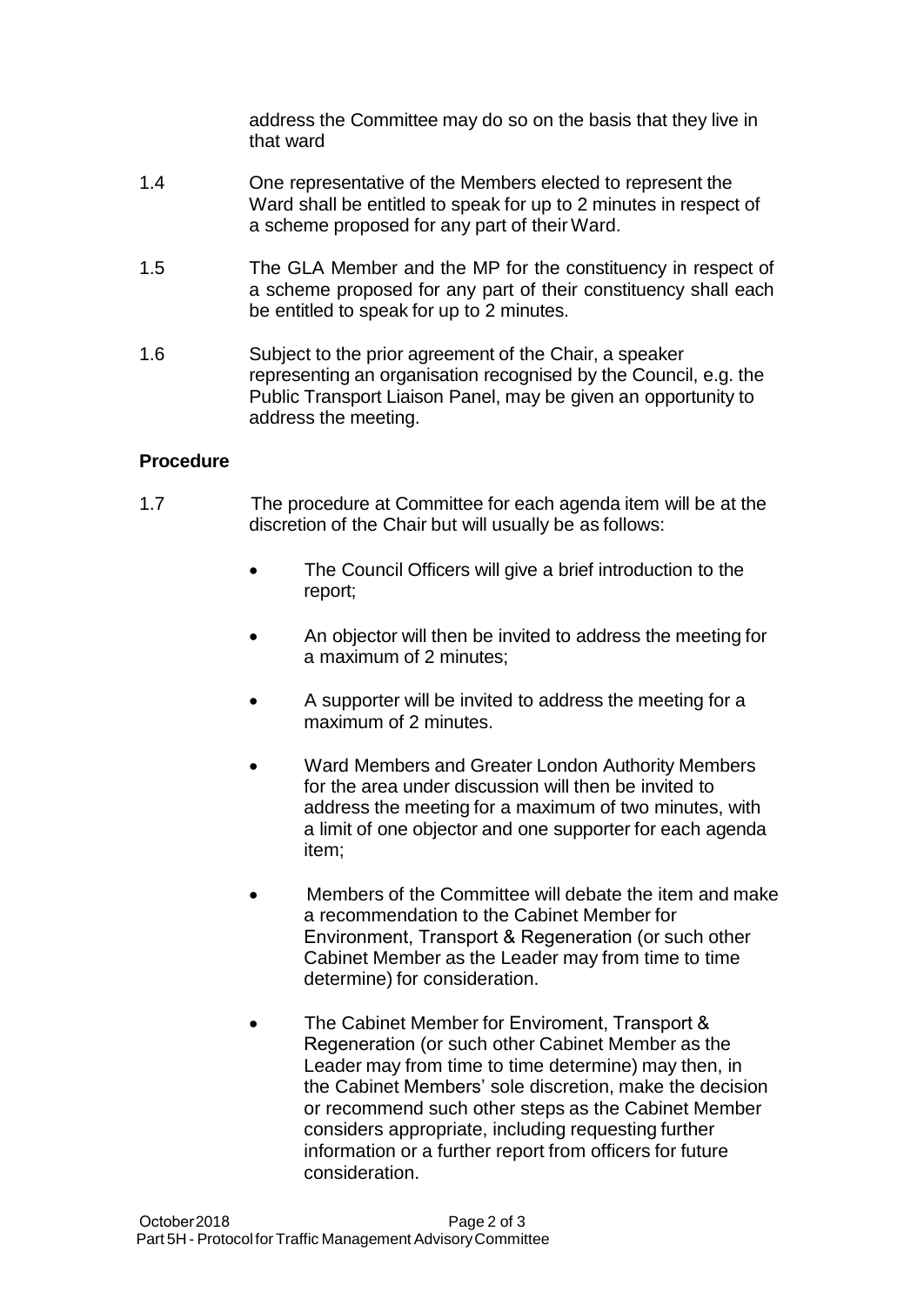address the Committee may do so on the basis that they live in that ward

1.4 One representative of the Members elected to represent the Ward shall be entitled to speak for up to 2 minutes in respect of a scheme proposed for any part of their Ward.

1.5 The GLA Member and the MP for the constituency in respect of a scheme proposed for any part of their constituency shall each be entitled to speak for up to 2 minutes.

1.6 Subject to the prior agreement of the Chair, a speaker representing an organisation recognised by the Council, e.g. the Public Transport Liaison Panel, may be given an opportunity to address the meeting.

**Procedure**

1.7 The procedure at Committee for each agenda item will be at the discretion of the Chair but will usually be as follows:

- The Council Officers will give a brief introduction to the report;
- An objector will then be invited to address the meeting for a maximum of 2 minutes;
- A supporter will be invited to address the meeting for a maximum of 2 minutes.
- Ward Members and Greater London Authority Members for the area under discussion will then be invited to address the meeting for a maximum of two minutes, with a limit of one objector and one supporter for each agenda item;
- Members of the Committee will debate the item and make a recommendation to the Cabinet Member for Environment, Transport & Regeneration (or such other Cabinet Member as the Leader may from time to time determine) for consideration.
- The Cabinet Member for Enviroment, Transport & Regeneration (or such other Cabinet Member as the Leader may from time to time determine) may then, in the Cabinet Members' sole discretion, make the decision or recommend such other steps as the Cabinet Member considers appropriate, including requesting further information or a further report from officers for future consideration.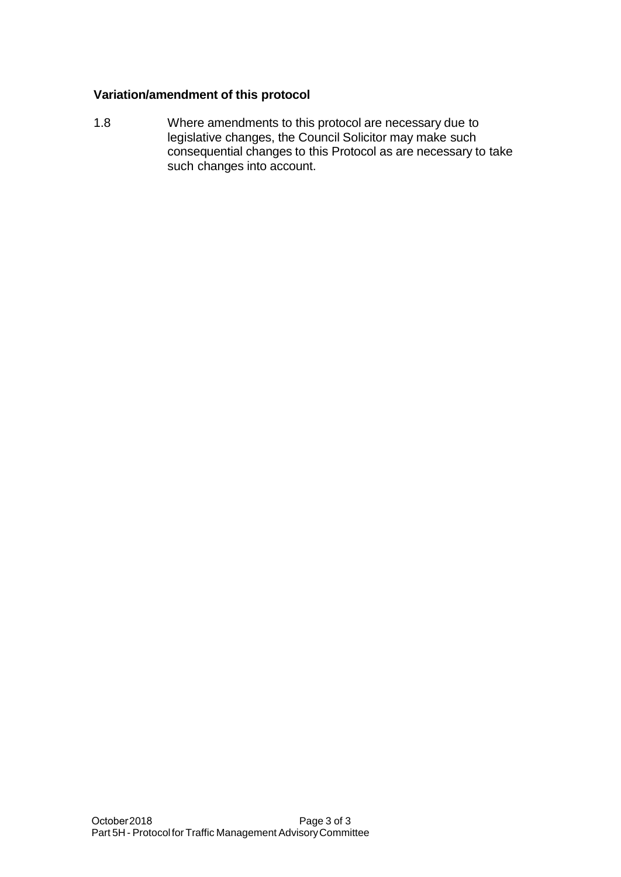**Variation/amendment of this protocol**

1.8 Where amendments to this protocol are necessary due to legislative changes, the Council Solicitor may make such consequential changes to this Protocol as are necessary to take such changes into account.